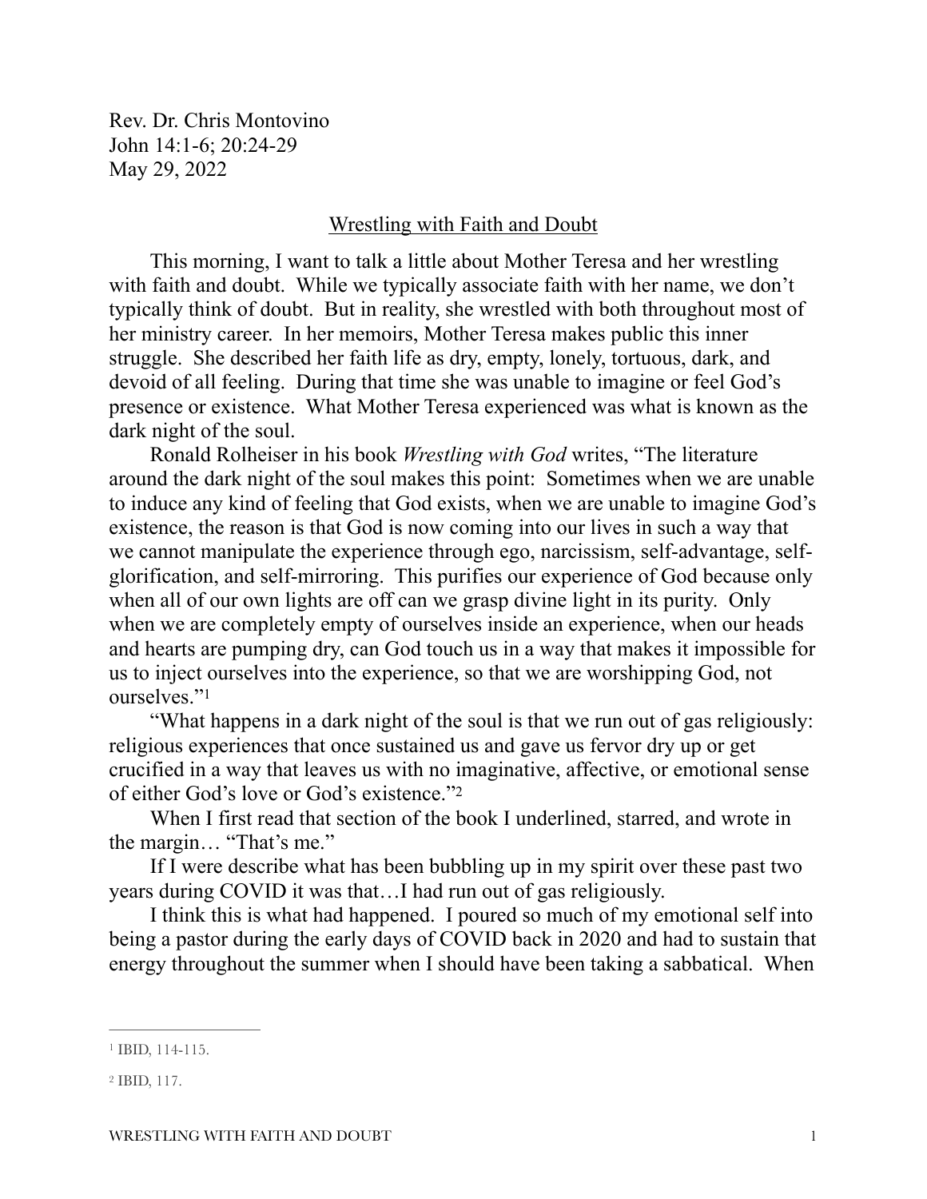Rev. Dr. Chris Montovino
John 14:1-6; 20:24-29
May 29, 2022

## Wrestling with Faith and Doubt

This morning, I want to talk a little about Mother Teresa and her wrestling with faith and doubt. While we typically associate faith with her name, we don't typically think of doubt. But in reality, she wrestled with both throughout most of her ministry career. In her memoirs, Mother Teresa makes public this inner struggle. She described her faith life as dry, empty, lonely, tortuous, dark, and devoid of all feeling. During that time she was unable to imagine or feel God's presence or existence. What Mother Teresa experienced was what is known as the dark night of the soul.

Ronald Rolheiser in his book *Wrestling with God* writes, "The literature around the dark night of the soul makes this point: Sometimes when we are unable to induce any kind of feeling that God exists, when we are unable to imagine God's existence, the reason is that God is now coming into our lives in such a way that we cannot manipulate the experience through ego, narcissism, self-advantage, self-glorification, and self-mirroring. This purifies our experience of God because only when all of our own lights are off can we grasp divine light in its purity. Only when we are completely empty of ourselves inside an experience, when our heads and hearts are pumping dry, can God touch us in a way that makes it impossible for us to inject ourselves into the experience, so that we are worshipping God, not ourselves."[1]

"What happens in a dark night of the soul is that we run out of gas religiously: religious experiences that once sustained us and gave us fervor dry up or get crucified in a way that leaves us with no imaginative, affective, or emotional sense of either God's love or God's existence."[2]

When I first read that section of the book I underlined, starred, and wrote in the margin… "That's me."

If I were describe what has been bubbling up in my spirit over these past two years during COVID it was that…I had run out of gas religiously.

I think this is what had happened. I poured so much of my emotional self into being a pastor during the early days of COVID back in 2020 and had to sustain that energy throughout the summer when I should have been taking a sabbatical. When

---

[1] IBID, 114-115.

[2] IBID, 117.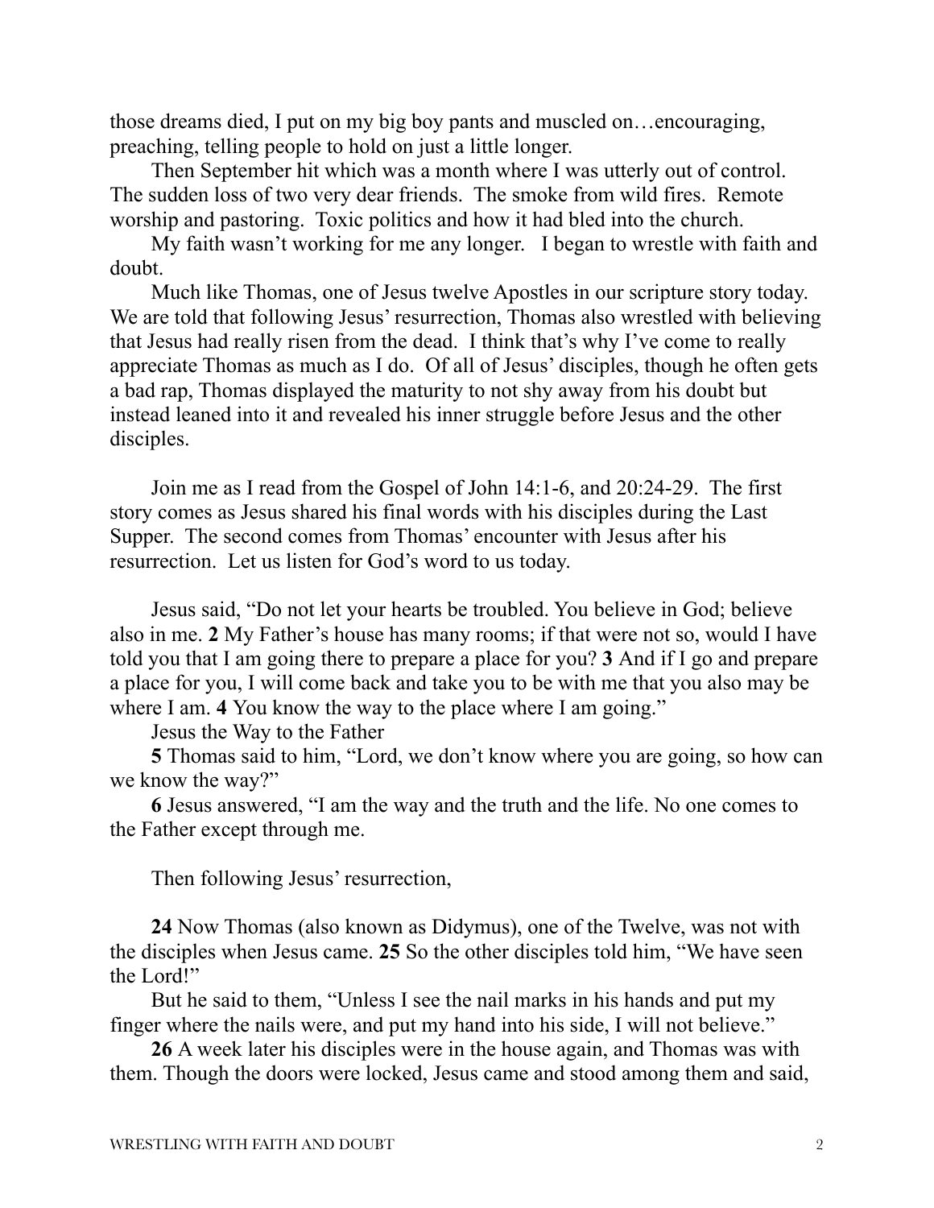those dreams died, I put on my big boy pants and muscled on…encouraging, preaching, telling people to hold on just a little longer.

Then September hit which was a month where I was utterly out of control. The sudden loss of two very dear friends. The smoke from wild fires. Remote worship and pastoring. Toxic politics and how it had bled into the church.

My faith wasn't working for me any longer. I began to wrestle with faith and doubt.

Much like Thomas, one of Jesus twelve Apostles in our scripture story today. We are told that following Jesus' resurrection, Thomas also wrestled with believing that Jesus had really risen from the dead. I think that's why I've come to really appreciate Thomas as much as I do. Of all of Jesus' disciples, though he often gets a bad rap, Thomas displayed the maturity to not shy away from his doubt but instead leaned into it and revealed his inner struggle before Jesus and the other disciples.

Join me as I read from the Gospel of John 14:1-6, and 20:24-29. The first story comes as Jesus shared his final words with his disciples during the Last Supper. The second comes from Thomas' encounter with Jesus after his resurrection. Let us listen for God's word to us today.

Jesus said, "Do not let your hearts be troubled. You believe in God; believe also in me. **2** My Father's house has many rooms; if that were not so, would I have told you that I am going there to prepare a place for you? **3** And if I go and prepare a place for you, I will come back and take you to be with me that you also may be where I am. **4** You know the way to the place where I am going."

Jesus the Way to the Father

**5** Thomas said to him, "Lord, we don't know where you are going, so how can we know the way?"

**6** Jesus answered, "I am the way and the truth and the life. No one comes to the Father except through me.

Then following Jesus' resurrection,

**24** Now Thomas (also known as Didymus), one of the Twelve, was not with the disciples when Jesus came. **25** So the other disciples told him, "We have seen the Lord!"

But he said to them, "Unless I see the nail marks in his hands and put my finger where the nails were, and put my hand into his side, I will not believe."

**26** A week later his disciples were in the house again, and Thomas was with them. Though the doors were locked, Jesus came and stood among them and said,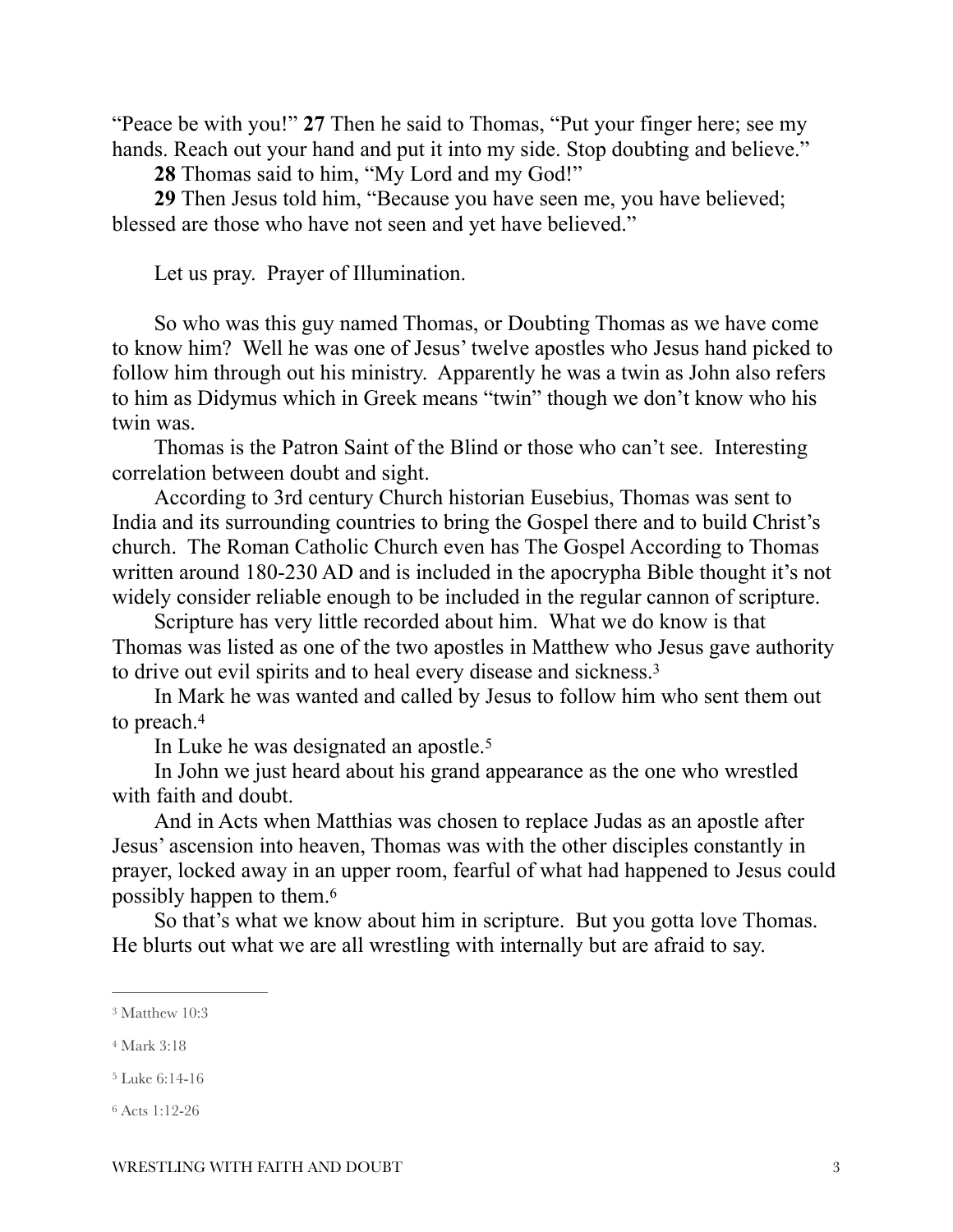"Peace be with you!" **27** Then he said to Thomas, "Put your finger here; see my hands. Reach out your hand and put it into my side. Stop doubting and believe."

**28** Thomas said to him, "My Lord and my God!"

**29** Then Jesus told him, "Because you have seen me, you have believed; blessed are those who have not seen and yet have believed."

Let us pray. Prayer of Illumination.

So who was this guy named Thomas, or Doubting Thomas as we have come to know him? Well he was one of Jesus' twelve apostles who Jesus hand picked to follow him through out his ministry. Apparently he was a twin as John also refers to him as Didymus which in Greek means "twin" though we don't know who his twin was.

Thomas is the Patron Saint of the Blind or those who can't see. Interesting correlation between doubt and sight.

According to 3rd century Church historian Eusebius, Thomas was sent to India and its surrounding countries to bring the Gospel there and to build Christ's church. The Roman Catholic Church even has The Gospel According to Thomas written around 180-230 AD and is included in the apocrypha Bible thought it's not widely consider reliable enough to be included in the regular cannon of scripture.

Scripture has very little recorded about him. What we do know is that Thomas was listed as one of the two apostles in Matthew who Jesus gave authority to drive out evil spirits and to heal every disease and sickness.[3]

In Mark he was wanted and called by Jesus to follow him who sent them out to preach.[4]

In Luke he was designated an apostle.[5]

In John we just heard about his grand appearance as the one who wrestled with faith and doubt.

And in Acts when Matthias was chosen to replace Judas as an apostle after Jesus' ascension into heaven, Thomas was with the other disciples constantly in prayer, locked away in an upper room, fearful of what had happened to Jesus could possibly happen to them.[6]

So that's what we know about him in scripture. But you gotta love Thomas. He blurts out what we are all wrestling with internally but are afraid to say.

---

[3] Matthew 10:3

[4] Mark 3:18

[5] Luke 6:14-16

[6] Acts 1:12-26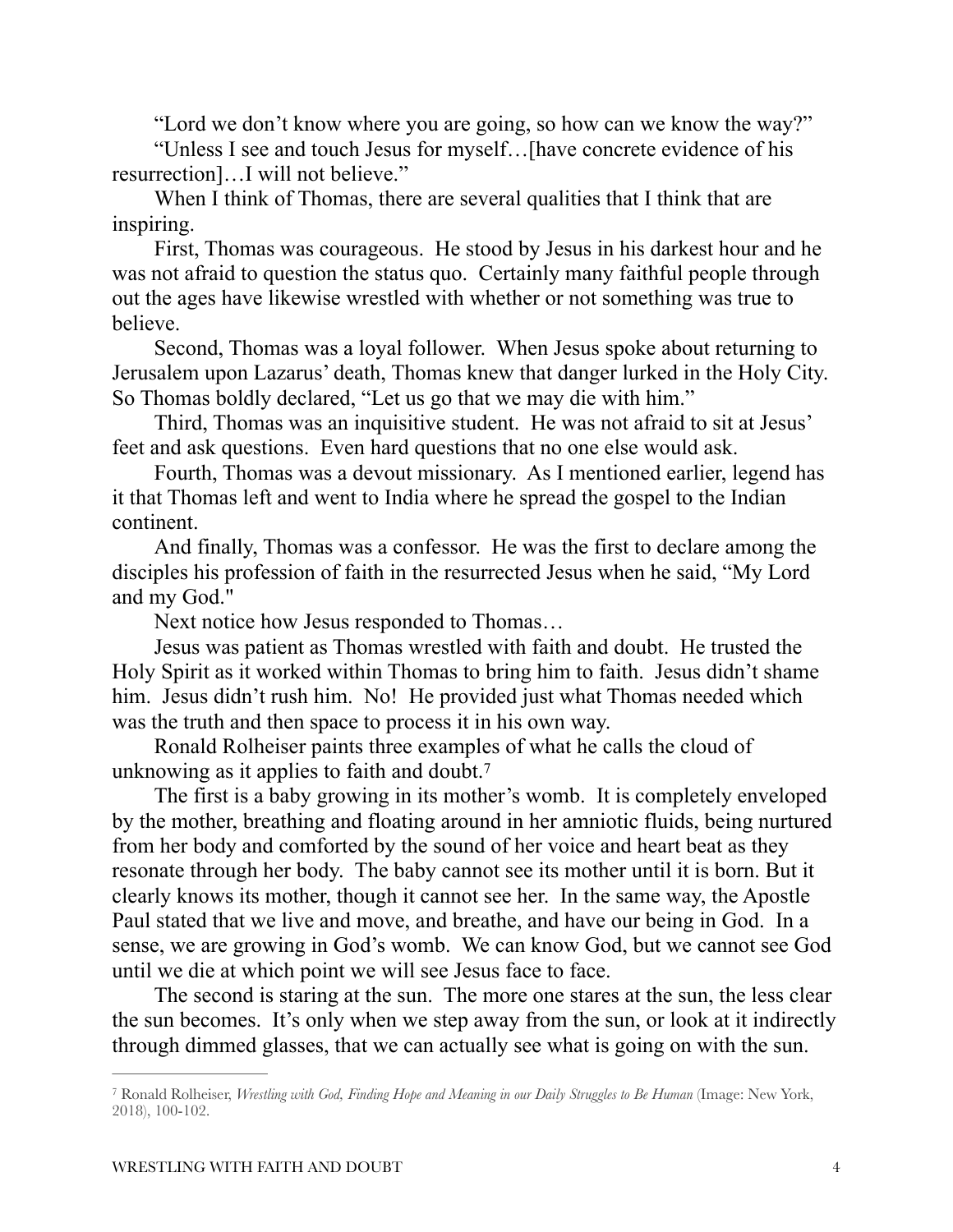"Lord we don't know where you are going, so how can we know the way?"

"Unless I see and touch Jesus for myself…[have concrete evidence of his resurrection]…I will not believe."

When I think of Thomas, there are several qualities that I think that are inspiring.

First, Thomas was courageous. He stood by Jesus in his darkest hour and he was not afraid to question the status quo. Certainly many faithful people through out the ages have likewise wrestled with whether or not something was true to believe.

Second, Thomas was a loyal follower. When Jesus spoke about returning to Jerusalem upon Lazarus' death, Thomas knew that danger lurked in the Holy City. So Thomas boldly declared, "Let us go that we may die with him."

Third, Thomas was an inquisitive student. He was not afraid to sit at Jesus' feet and ask questions. Even hard questions that no one else would ask.

Fourth, Thomas was a devout missionary. As I mentioned earlier, legend has it that Thomas left and went to India where he spread the gospel to the Indian continent.

And finally, Thomas was a confessor. He was the first to declare among the disciples his profession of faith in the resurrected Jesus when he said, "My Lord and my God."

Next notice how Jesus responded to Thomas…

Jesus was patient as Thomas wrestled with faith and doubt. He trusted the Holy Spirit as it worked within Thomas to bring him to faith. Jesus didn't shame him. Jesus didn't rush him. No! He provided just what Thomas needed which was the truth and then space to process it in his own way.

Ronald Rolheiser paints three examples of what he calls the cloud of unknowing as it applies to faith and doubt.[7]

The first is a baby growing in its mother's womb. It is completely enveloped by the mother, breathing and floating around in her amniotic fluids, being nurtured from her body and comforted by the sound of her voice and heart beat as they resonate through her body. The baby cannot see its mother until it is born. But it clearly knows its mother, though it cannot see her. In the same way, the Apostle Paul stated that we live and move, and breathe, and have our being in God. In a sense, we are growing in God's womb. We can know God, but we cannot see God until we die at which point we will see Jesus face to face.

The second is staring at the sun. The more one stares at the sun, the less clear the sun becomes. It's only when we step away from the sun, or look at it indirectly through dimmed glasses, that we can actually see what is going on with the sun.

---

[7] Ronald Rolheiser, *Wrestling with God, Finding Hope and Meaning in our Daily Struggles to Be Human* (Image: New York, 2018), 100-102.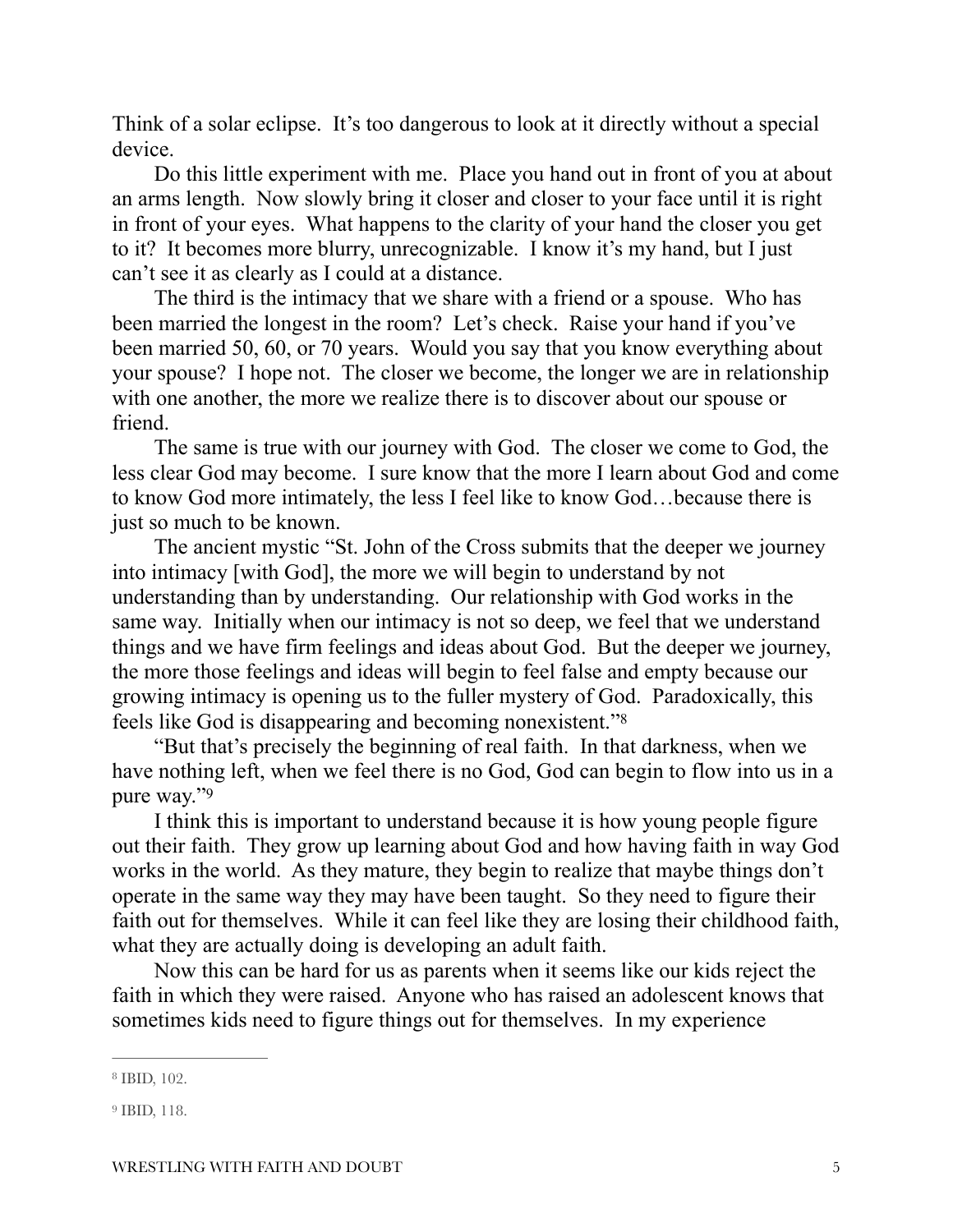Think of a solar eclipse. It's too dangerous to look at it directly without a special device.

Do this little experiment with me. Place you hand out in front of you at about an arms length. Now slowly bring it closer and closer to your face until it is right in front of your eyes. What happens to the clarity of your hand the closer you get to it? It becomes more blurry, unrecognizable. I know it's my hand, but I just can't see it as clearly as I could at a distance.

The third is the intimacy that we share with a friend or a spouse. Who has been married the longest in the room? Let's check. Raise your hand if you've been married 50, 60, or 70 years. Would you say that you know everything about your spouse? I hope not. The closer we become, the longer we are in relationship with one another, the more we realize there is to discover about our spouse or friend.

The same is true with our journey with God. The closer we come to God, the less clear God may become. I sure know that the more I learn about God and come to know God more intimately, the less I feel like to know God…because there is just so much to be known.

The ancient mystic "St. John of the Cross submits that the deeper we journey into intimacy [with God], the more we will begin to understand by not understanding than by understanding. Our relationship with God works in the same way. Initially when our intimacy is not so deep, we feel that we understand things and we have firm feelings and ideas about God. But the deeper we journey, the more those feelings and ideas will begin to feel false and empty because our growing intimacy is opening us to the fuller mystery of God. Paradoxically, this feels like God is disappearing and becoming nonexistent."[8]

"But that's precisely the beginning of real faith. In that darkness, when we have nothing left, when we feel there is no God, God can begin to flow into us in a pure way."[9]

I think this is important to understand because it is how young people figure out their faith. They grow up learning about God and how having faith in way God works in the world. As they mature, they begin to realize that maybe things don't operate in the same way they may have been taught. So they need to figure their faith out for themselves. While it can feel like they are losing their childhood faith, what they are actually doing is developing an adult faith.

Now this can be hard for us as parents when it seems like our kids reject the faith in which they were raised. Anyone who has raised an adolescent knows that sometimes kids need to figure things out for themselves. In my experience

---

[8] IBID, 102.

[9] IBID, 118.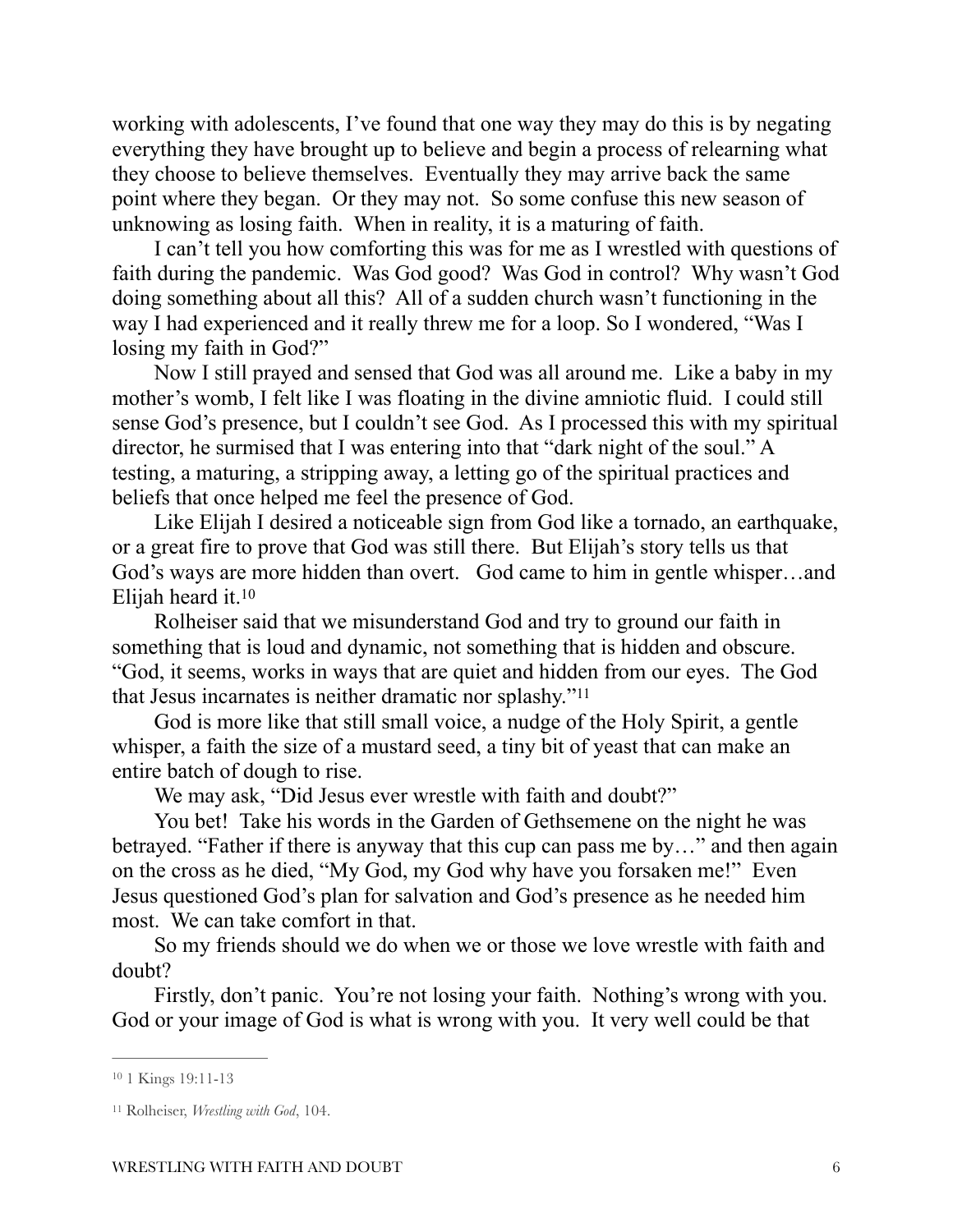working with adolescents, I've found that one way they may do this is by negating everything they have brought up to believe and begin a process of relearning what they choose to believe themselves. Eventually they may arrive back the same point where they began. Or they may not. So some confuse this new season of unknowing as losing faith. When in reality, it is a maturing of faith.

I can't tell you how comforting this was for me as I wrestled with questions of faith during the pandemic. Was God good? Was God in control? Why wasn't God doing something about all this? All of a sudden church wasn't functioning in the way I had experienced and it really threw me for a loop. So I wondered, "Was I losing my faith in God?"

Now I still prayed and sensed that God was all around me. Like a baby in my mother's womb, I felt like I was floating in the divine amniotic fluid. I could still sense God's presence, but I couldn't see God. As I processed this with my spiritual director, he surmised that I was entering into that "dark night of the soul." A testing, a maturing, a stripping away, a letting go of the spiritual practices and beliefs that once helped me feel the presence of God.

Like Elijah I desired a noticeable sign from God like a tornado, an earthquake, or a great fire to prove that God was still there. But Elijah's story tells us that God's ways are more hidden than overt. God came to him in gentle whisper…and Elijah heard it.[10]

Rolheiser said that we misunderstand God and try to ground our faith in something that is loud and dynamic, not something that is hidden and obscure. "God, it seems, works in ways that are quiet and hidden from our eyes. The God that Jesus incarnates is neither dramatic nor splashy."[11]

God is more like that still small voice, a nudge of the Holy Spirit, a gentle whisper, a faith the size of a mustard seed, a tiny bit of yeast that can make an entire batch of dough to rise.

We may ask, "Did Jesus ever wrestle with faith and doubt?"

You bet! Take his words in the Garden of Gethsemene on the night he was betrayed. "Father if there is anyway that this cup can pass me by…" and then again on the cross as he died, "My God, my God why have you forsaken me!" Even Jesus questioned God's plan for salvation and God's presence as he needed him most. We can take comfort in that.

So my friends should we do when we or those we love wrestle with faith and doubt?

Firstly, don't panic. You're not losing your faith. Nothing's wrong with you. God or your image of God is what is wrong with you. It very well could be that

---

[10] 1 Kings 19:11-13

[11] Rolheiser, *Wrestling with God*, 104.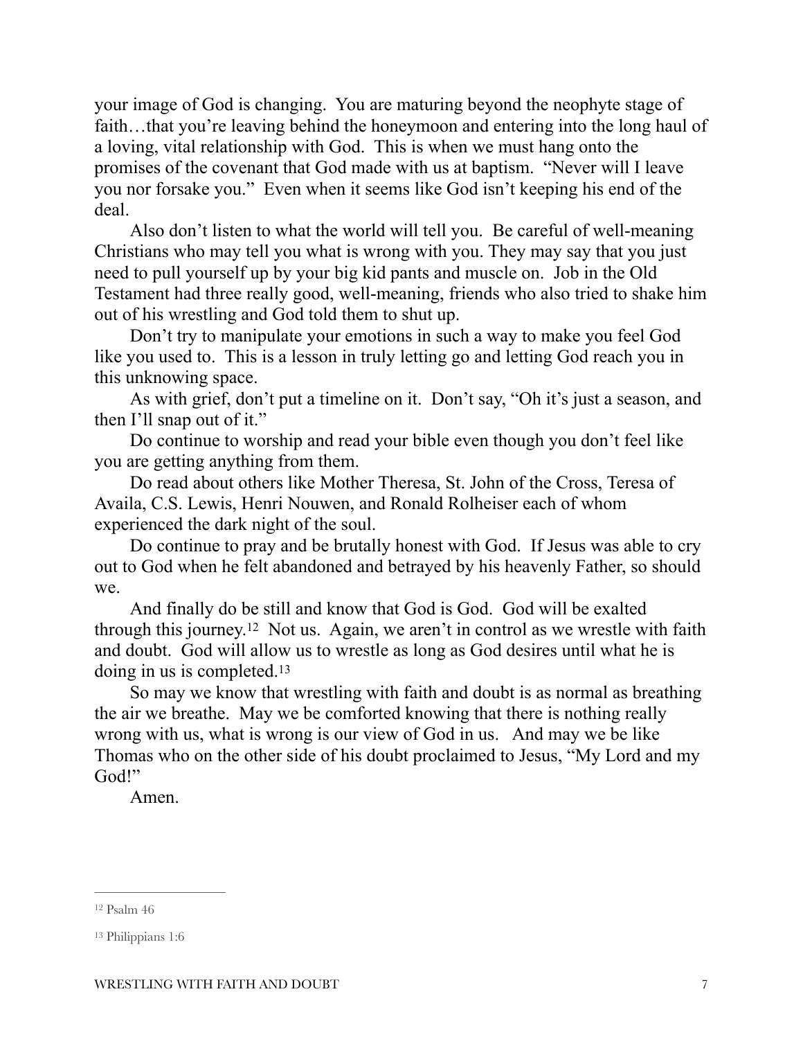your image of God is changing. You are maturing beyond the neophyte stage of faith…that you're leaving behind the honeymoon and entering into the long haul of a loving, vital relationship with God. This is when we must hang onto the promises of the covenant that God made with us at baptism. "Never will I leave you nor forsake you." Even when it seems like God isn't keeping his end of the deal.

Also don't listen to what the world will tell you. Be careful of well-meaning Christians who may tell you what is wrong with you. They may say that you just need to pull yourself up by your big kid pants and muscle on. Job in the Old Testament had three really good, well-meaning, friends who also tried to shake him out of his wrestling and God told them to shut up.

Don't try to manipulate your emotions in such a way to make you feel God like you used to. This is a lesson in truly letting go and letting God reach you in this unknowing space.

As with grief, don't put a timeline on it. Don't say, "Oh it's just a season, and then I'll snap out of it."

Do continue to worship and read your bible even though you don't feel like you are getting anything from them.

Do read about others like Mother Theresa, St. John of the Cross, Teresa of Availa, C.S. Lewis, Henri Nouwen, and Ronald Rolheiser each of whom experienced the dark night of the soul.

Do continue to pray and be brutally honest with God. If Jesus was able to cry out to God when he felt abandoned and betrayed by his heavenly Father, so should we.

And finally do be still and know that God is God. God will be exalted through this journey.[12] Not us. Again, we aren't in control as we wrestle with faith and doubt. God will allow us to wrestle as long as God desires until what he is doing in us is completed.[13]

So may we know that wrestling with faith and doubt is as normal as breathing the air we breathe. May we be comforted knowing that there is nothing really wrong with us, what is wrong is our view of God in us. And may we be like Thomas who on the other side of his doubt proclaimed to Jesus, "My Lord and my God!"

Amen.

---

[12] Psalm 46

[13] Philippians 1:6